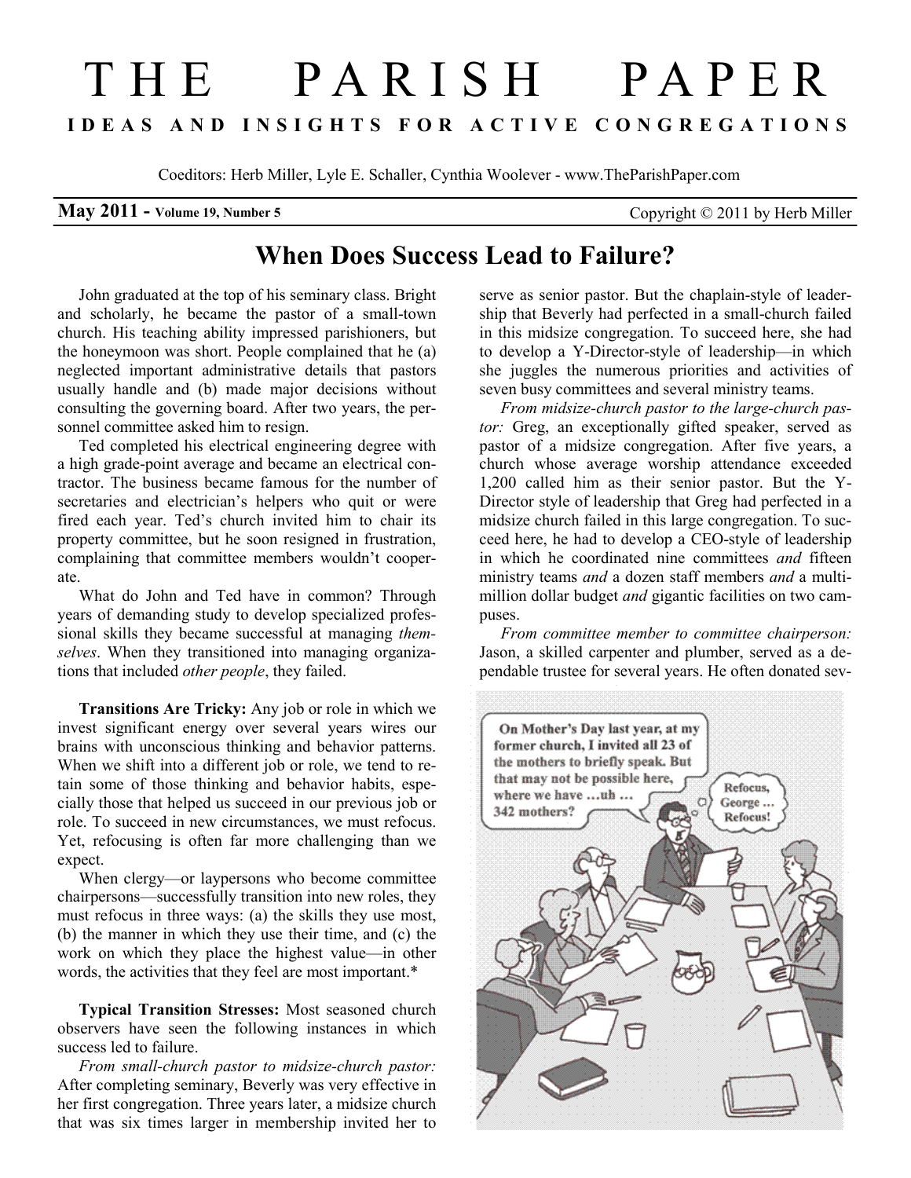# THE PARISH PAPER

**IDEAS AND INSIGHTS FOR ACTIVE CONGREGATIONS**

Coeditors: Herb Miller, Lyle E. Schaller, Cynthia Woolever - www.TheParishPaper.com

**May 2011 - Volume 19, Number 5** Copyright © 2011 by Herb Miller

## When Does Success Lead to Failure?

John graduated at the top of his seminary class. Bright and scholarly, he became the pastor of a small-town church. His teaching ability impressed parishioners, but the honeymoon was short. People complained that he (a) neglected important administrative details that pastors usually handle and (b) made major decisions without consulting the governing board. After two years, the personnel committee asked him to resign.

Ted completed his electrical engineering degree with a high grade-point average and became an electrical contractor. The business became famous for the number of secretaries and electrician's helpers who quit or were fired each year. Ted's church invited him to chair its property committee, but he soon resigned in frustration, complaining that committee members wouldn't cooperate.

What do John and Ted have in common? Through years of demanding study to develop specialized professional skills they became successful at managing *themselves*. When they transitioned into managing organizations that included *other people*, they failed.

**Transitions Are Tricky:** Any job or role in which we invest significant energy over several years wires our brains with unconscious thinking and behavior patterns. When we shift into a different job or role, we tend to retain some of those thinking and behavior habits, especially those that helped us succeed in our previous job or role. To succeed in new circumstances, we must refocus. Yet, refocusing is often far more challenging than we expect.

When clergy—or laypersons who become committee chairpersons—successfully transition into new roles, they must refocus in three ways: (a) the skills they use most, (b) the manner in which they use their time, and (c) the work on which they place the highest value—in other words, the activities that they feel are most important.*

**Typical Transition Stresses:** Most seasoned church observers have seen the following instances in which success led to failure.

*From small-church pastor to midsize-church pastor:* After completing seminary, Beverly was very effective in her first congregation. Three years later, a midsize church that was six times larger in membership invited her to serve as senior pastor. But the chaplain-style of leadership that Beverly had perfected in a small-church failed in this midsize congregation. To succeed here, she had to develop a Y-Director-style of leadership—in which she juggles the numerous priorities and activities of seven busy committees and several ministry teams.

*From midsize-church pastor to the large-church pastor:* Greg, an exceptionally gifted speaker, served as pastor of a midsize congregation. After five years, a church whose average worship attendance exceeded 1,200 called him as their senior pastor. But the Y-Director style of leadership that Greg had perfected in a midsize church failed in this large congregation. To succeed here, he had to develop a CEO-style of leadership in which he coordinated nine committees *and* fifteen ministry teams *and* a dozen staff members *and* a multi-million dollar budget *and* gigantic facilities on two campuses.

*From committee member to committee chairperson:* Jason, a skilled carpenter and plumber, served as a dependable trustee for several years. He often donated sev-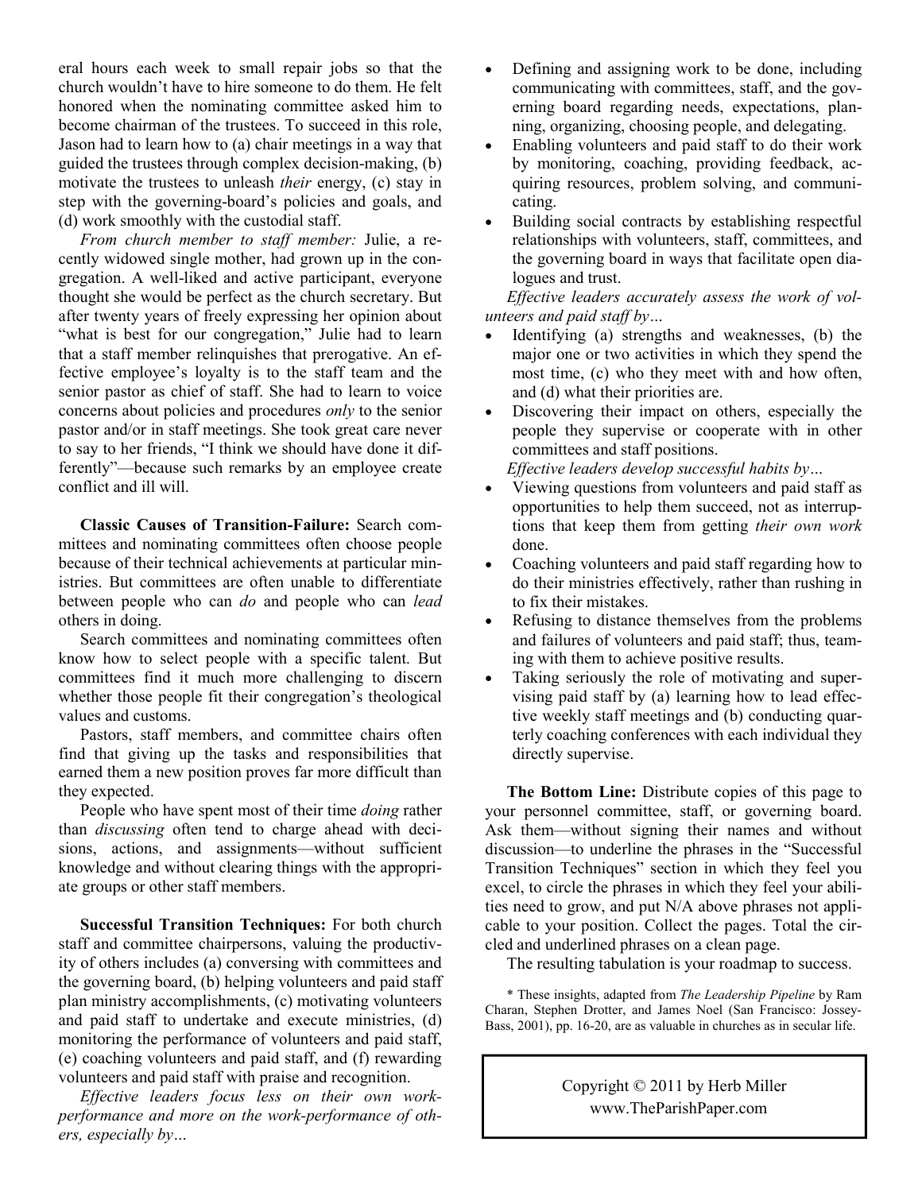eral hours each week to small repair jobs so that the church wouldn't have to hire someone to do them. He felt honored when the nominating committee asked him to become chairman of the trustees. To succeed in this role, Jason had to learn how to (a) chair meetings in a way that guided the trustees through complex decision-making, (b) motivate the trustees to unleash *their* energy, (c) stay in step with the governing-board's policies and goals, and (d) work smoothly with the custodial staff.

*From church member to staff member:* Julie, a recently widowed single mother, had grown up in the congregation. A well-liked and active participant, everyone thought she would be perfect as the church secretary. But after twenty years of freely expressing her opinion about "what is best for our congregation," Julie had to learn that a staff member relinquishes that prerogative. An effective employee's loyalty is to the staff team and the senior pastor as chief of staff. She had to learn to voice concerns about policies and procedures *only* to the senior pastor and/or in staff meetings. She took great care never to say to her friends, "I think we should have done it differently"—because such remarks by an employee create conflict and ill will.

**Classic Causes of Transition-Failure:** Search committees and nominating committees often choose people because of their technical achievements at particular ministries. But committees are often unable to differentiate between people who can *do* and people who can *lead* others in doing.

Search committees and nominating committees often know how to select people with a specific talent. But committees find it much more challenging to discern whether those people fit their congregation's theological values and customs.

Pastors, staff members, and committee chairs often find that giving up the tasks and responsibilities that earned them a new position proves far more difficult than they expected.

People who have spent most of their time *doing* rather than *discussing* often tend to charge ahead with decisions, actions, and assignments—without sufficient knowledge and without clearing things with the appropriate groups or other staff members.

**Successful Transition Techniques:** For both church staff and committee chairpersons, valuing the productivity of others includes (a) conversing with committees and the governing board, (b) helping volunteers and paid staff plan ministry accomplishments, (c) motivating volunteers and paid staff to undertake and execute ministries, (d) monitoring the performance of volunteers and paid staff, (e) coaching volunteers and paid staff, and (f) rewarding volunteers and paid staff with praise and recognition.

*Effective leaders focus less on their own work-performance and more on the work-performance of others, especially by…*

- Defining and assigning work to be done, including communicating with committees, staff, and the governing board regarding needs, expectations, planning, organizing, choosing people, and delegating.
- Enabling volunteers and paid staff to do their work by monitoring, coaching, providing feedback, acquiring resources, problem solving, and communicating.
- Building social contracts by establishing respectful relationships with volunteers, staff, committees, and the governing board in ways that facilitate open dialogues and trust.

*Effective leaders accurately assess the work of volunteers and paid staff by…*

- Identifying (a) strengths and weaknesses, (b) the major one or two activities in which they spend the most time, (c) who they meet with and how often, and (d) what their priorities are.
- Discovering their impact on others, especially the people they supervise or cooperate with in other committees and staff positions.

*Effective leaders develop successful habits by…*

- Viewing questions from volunteers and paid staff as opportunities to help them succeed, not as interruptions that keep them from getting *their own work* done.
- Coaching volunteers and paid staff regarding how to do their ministries effectively, rather than rushing in to fix their mistakes.
- Refusing to distance themselves from the problems and failures of volunteers and paid staff; thus, teaming with them to achieve positive results.
- Taking seriously the role of motivating and supervising paid staff by (a) learning how to lead effective weekly staff meetings and (b) conducting quarterly coaching conferences with each individual they directly supervise.

**The Bottom Line:** Distribute copies of this page to your personnel committee, staff, or governing board. Ask them—without signing their names and without discussion—to underline the phrases in the "Successful Transition Techniques" section in which they feel you excel, to circle the phrases in which they feel your abilities need to grow, and put N/A above phrases not applicable to your position. Collect the pages. Total the circled and underlined phrases on a clean page.

The resulting tabulation is your roadmap to success.

\* These insights, adapted from *The Leadership Pipeline* by Ram Charan, Stephen Drotter, and James Noel (San Francisco: Jossey-Bass, 2001), pp. 16-20, are as valuable in churches as in secular life.

Copyright © 2011 by Herb Miller
www.TheParishPaper.com